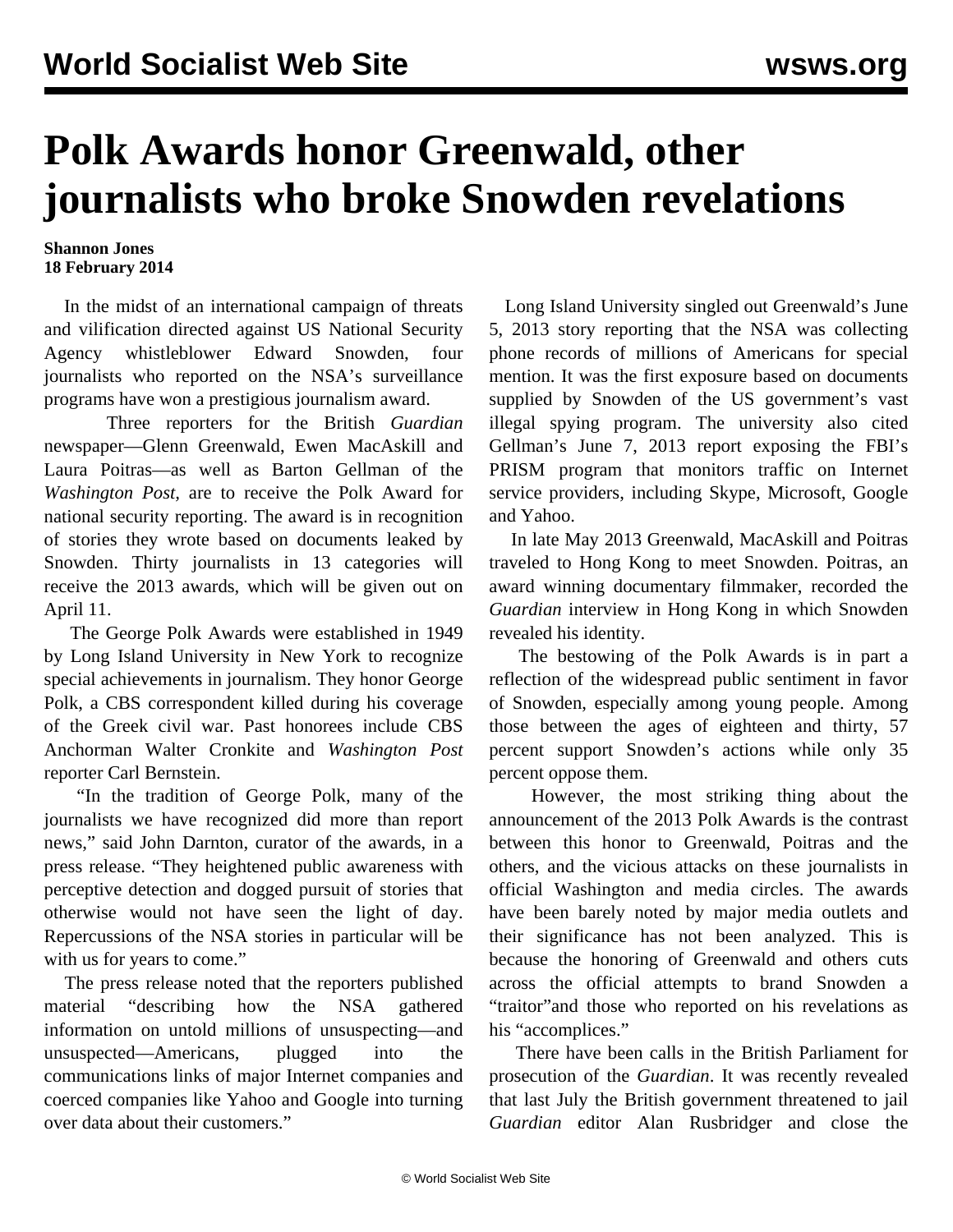# Polk Awards honor Greenwald, other journalists who broke Snowden revelations

**Shannon Jones**
**18 February 2014**

In the midst of an international campaign of threats and vilification directed against US National Security Agency whistleblower Edward Snowden, four journalists who reported on the NSA's surveillance programs have won a prestigious journalism award.

Three reporters for the British *Guardian* newspaper—Glenn Greenwald, Ewen MacAskill and Laura Poitras—as well as Barton Gellman of the *Washington Post,* are to receive the Polk Award for national security reporting. The award is in recognition of stories they wrote based on documents leaked by Snowden. Thirty journalists in 13 categories will receive the 2013 awards, which will be given out on April 11.

The George Polk Awards were established in 1949 by Long Island University in New York to recognize special achievements in journalism. They honor George Polk, a CBS correspondent killed during his coverage of the Greek civil war. Past honorees include CBS Anchorman Walter Cronkite and *Washington Post* reporter Carl Bernstein.

"In the tradition of George Polk, many of the journalists we have recognized did more than report news," said John Darnton, curator of the awards, in a press release. "They heightened public awareness with perceptive detection and dogged pursuit of stories that otherwise would not have seen the light of day. Repercussions of the NSA stories in particular will be with us for years to come."

The press release noted that the reporters published material "describing how the NSA gathered information on untold millions of unsuspecting—and unsuspected—Americans, plugged into the communications links of major Internet companies and coerced companies like Yahoo and Google into turning over data about their customers."

Long Island University singled out Greenwald's June 5, 2013 story reporting that the NSA was collecting phone records of millions of Americans for special mention. It was the first exposure based on documents supplied by Snowden of the US government's vast illegal spying program. The university also cited Gellman's June 7, 2013 report exposing the FBI's PRISM program that monitors traffic on Internet service providers, including Skype, Microsoft, Google and Yahoo.

In late May 2013 Greenwald, MacAskill and Poitras traveled to Hong Kong to meet Snowden. Poitras, an award winning documentary filmmaker, recorded the *Guardian* interview in Hong Kong in which Snowden revealed his identity.

The bestowing of the Polk Awards is in part a reflection of the widespread public sentiment in favor of Snowden, especially among young people. Among those between the ages of eighteen and thirty, 57 percent support Snowden's actions while only 35 percent oppose them.

However, the most striking thing about the announcement of the 2013 Polk Awards is the contrast between this honor to Greenwald, Poitras and the others, and the vicious attacks on these journalists in official Washington and media circles. The awards have been barely noted by major media outlets and their significance has not been analyzed. This is because the honoring of Greenwald and others cuts across the official attempts to brand Snowden a "traitor"and those who reported on his revelations as his "accomplices."

There have been calls in the British Parliament for prosecution of the *Guardian*. It was recently revealed that last July the British government threatened to jail *Guardian* editor Alan Rusbridger and close the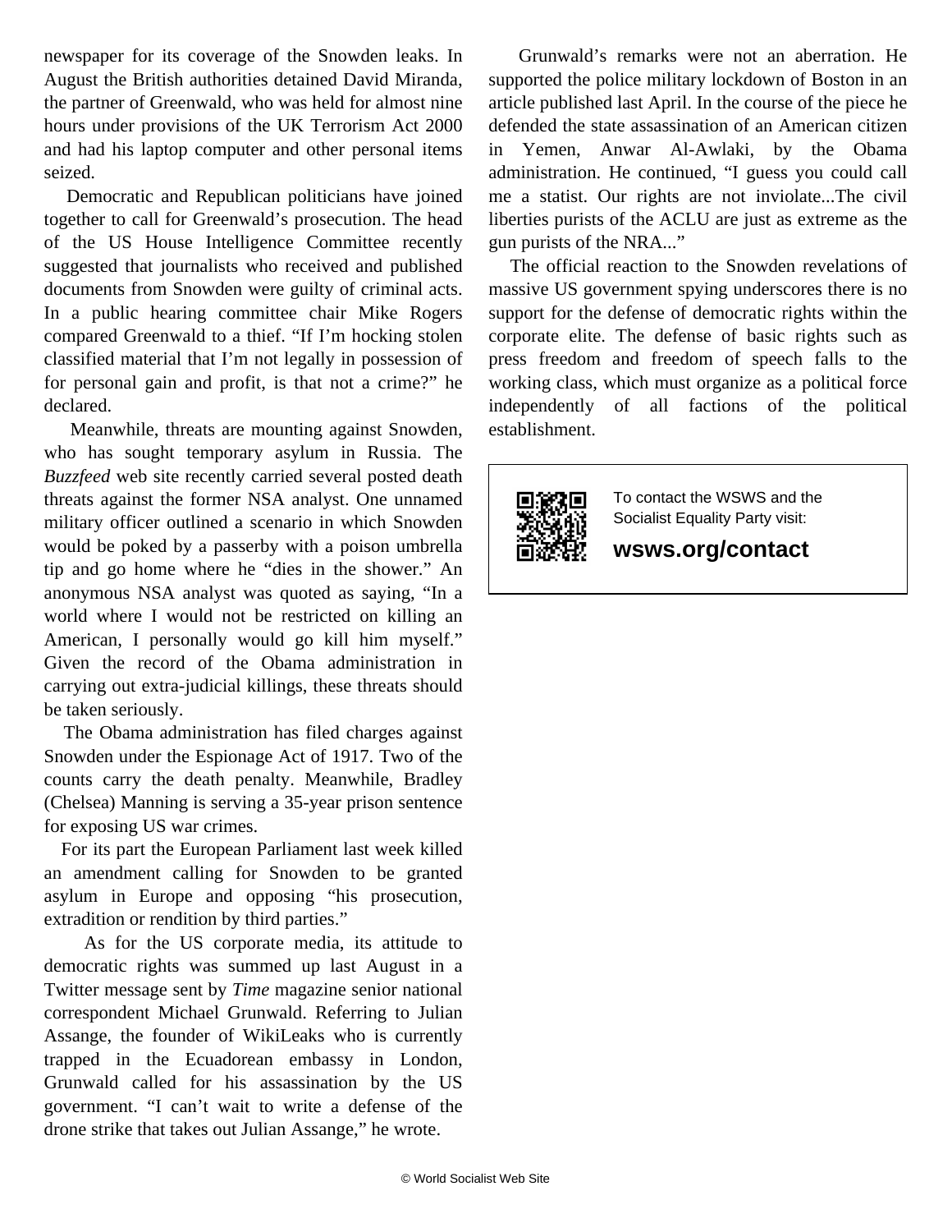newspaper for its coverage of the Snowden leaks. In August the British authorities detained David Miranda, the partner of Greenwald, who was held for almost nine hours under provisions of the UK Terrorism Act 2000 and had his laptop computer and other personal items seized.

Democratic and Republican politicians have joined together to call for Greenwald's prosecution. The head of the US House Intelligence Committee recently suggested that journalists who received and published documents from Snowden were guilty of criminal acts. In a public hearing committee chair Mike Rogers compared Greenwald to a thief. "If I'm hocking stolen classified material that I'm not legally in possession of for personal gain and profit, is that not a crime?" he declared.

Meanwhile, threats are mounting against Snowden, who has sought temporary asylum in Russia. The *Buzzfeed* web site recently carried several posted death threats against the former NSA analyst. One unnamed military officer outlined a scenario in which Snowden would be poked by a passerby with a poison umbrella tip and go home where he "dies in the shower." An anonymous NSA analyst was quoted as saying, "In a world where I would not be restricted on killing an American, I personally would go kill him myself." Given the record of the Obama administration in carrying out extra-judicial killings, these threats should be taken seriously.

The Obama administration has filed charges against Snowden under the Espionage Act of 1917. Two of the counts carry the death penalty. Meanwhile, Bradley (Chelsea) Manning is serving a 35-year prison sentence for exposing US war crimes.

For its part the European Parliament last week killed an amendment calling for Snowden to be granted asylum in Europe and opposing "his prosecution, extradition or rendition by third parties."

As for the US corporate media, its attitude to democratic rights was summed up last August in a Twitter message sent by *Time* magazine senior national correspondent Michael Grunwald. Referring to Julian Assange, the founder of WikiLeaks who is currently trapped in the Ecuadorean embassy in London, Grunwald called for his assassination by the US government. "I can't wait to write a defense of the drone strike that takes out Julian Assange," he wrote.

Grunwald's remarks were not an aberration. He supported the police military lockdown of Boston in an article published last April. In the course of the piece he defended the state assassination of an American citizen in Yemen, Anwar Al-Awlaki, by the Obama administration. He continued, "I guess you could call me a statist. Our rights are not inviolate...The civil liberties purists of the ACLU are just as extreme as the gun purists of the NRA..."

The official reaction to the Snowden revelations of massive US government spying underscores there is no support for the defense of democratic rights within the corporate elite. The defense of basic rights such as press freedom and freedom of speech falls to the working class, which must organize as a political force independently of all factions of the political establishment.

To contact the WSWS and the Socialist Equality Party visit:

**wsws.org/contact**